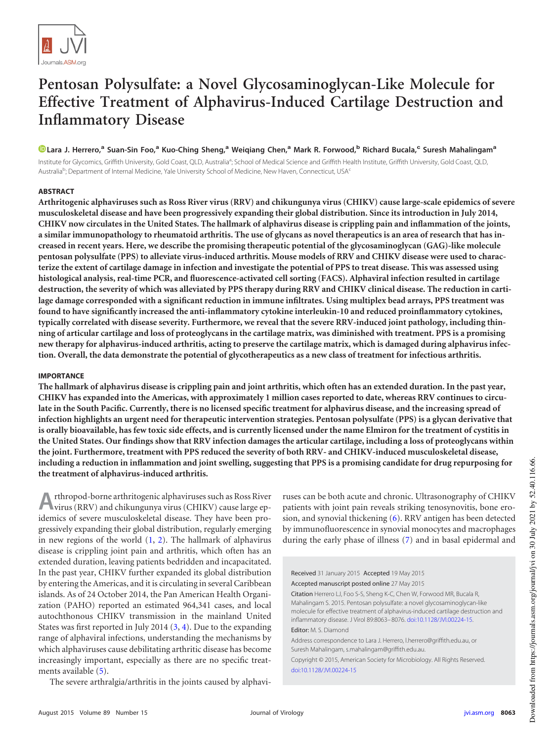# Pentosan Polysulfate: a Novel Glycosaminoglycan-Like Molecule for Effective Treatment of Alphavirus-Induced Cartilage Destruction and Inflammatory Disease

**Lara J. Herrero,[a] Suan-Sin Foo,[a] Kuo-Ching Sheng,[a] Weiqiang Chen,[a] Mark R. Forwood,[b] Richard Bucala,[c] Suresh Mahalingam[a]**

Institute for Glycomics, Griffith University, Gold Coast, QLD, Australia[a]; School of Medical Science and Griffith Health Institute, Griffith University, Gold Coast, QLD, Australia[b]; Department of Internal Medicine, Yale University School of Medicine, New Haven, Connecticut, USA[c]

## ABSTRACT

**Arthritogenic alphaviruses such as Ross River virus (RRV) and chikungunya virus (CHIKV) cause large-scale epidemics of severe musculoskeletal disease and have been progressively expanding their global distribution. Since its introduction in July 2014, CHIKV now circulates in the United States. The hallmark of alphavirus disease is crippling pain and inflammation of the joints, a similar immunopathology to rheumatoid arthritis. The use of glycans as novel therapeutics is an area of research that has increased in recent years. Here, we describe the promising therapeutic potential of the glycosaminoglycan (GAG)-like molecule pentosan polysulfate (PPS) to alleviate virus-induced arthritis. Mouse models of RRV and CHIKV disease were used to characterize the extent of cartilage damage in infection and investigate the potential of PPS to treat disease. This was assessed using histological analysis, real-time PCR, and fluorescence-activated cell sorting (FACS). Alphaviral infection resulted in cartilage destruction, the severity of which was alleviated by PPS therapy during RRV and CHIKV clinical disease. The reduction in cartilage damage corresponded with a significant reduction in immune infiltrates. Using multiplex bead arrays, PPS treatment was found to have significantly increased the anti-inflammatory cytokine interleukin-10 and reduced proinflammatory cytokines, typically correlated with disease severity. Furthermore, we reveal that the severe RRV-induced joint pathology, including thinning of articular cartilage and loss of proteoglycans in the cartilage matrix, was diminished with treatment. PPS is a promising new therapy for alphavirus-induced arthritis, acting to preserve the cartilage matrix, which is damaged during alphavirus infection. Overall, the data demonstrate the potential of glycotherapeutics as a new class of treatment for infectious arthritis.**

## IMPORTANCE

**The hallmark of alphavirus disease is crippling pain and joint arthritis, which often has an extended duration. In the past year, CHIKV has expanded into the Americas, with approximately 1 million cases reported to date, whereas RRV continues to circulate in the South Pacific. Currently, there is no licensed specific treatment for alphavirus disease, and the increasing spread of infection highlights an urgent need for therapeutic intervention strategies. Pentosan polysulfate (PPS) is a glycan derivative that is orally bioavailable, has few toxic side effects, and is currently licensed under the name Elmiron for the treatment of cystitis in the United States. Our findings show that RRV infection damages the articular cartilage, including a loss of proteoglycans within the joint. Furthermore, treatment with PPS reduced the severity of both RRV- and CHIKV-induced musculoskeletal disease, including a reduction in inflammation and joint swelling, suggesting that PPS is a promising candidate for drug repurposing for the treatment of alphavirus-induced arthritis.**

Arthropod-borne arthritogenic alphaviruses such as Ross River virus (RRV) and chikungunya virus (CHIKV) cause large epidemics of severe musculoskeletal disease. They have been progressively expanding their global distribution, regularly emerging in new regions of the world (1, 2). The hallmark of alphavirus disease is crippling joint pain and arthritis, which often has an extended duration, leaving patients bedridden and incapacitated. In the past year, CHIKV further expanded its global distribution by entering the Americas, and it is circulating in several Caribbean islands. As of 24 October 2014, the Pan American Health Organization (PAHO) reported an estimated 964,341 cases, and local autochthonous CHIKV transmission in the mainland United States was first reported in July 2014 (3, 4). Due to the expanding range of alphaviral infections, understanding the mechanisms by which alphaviruses cause debilitating arthritic disease has become increasingly important, especially as there are no specific treatments available (5).

The severe arthralgia/arthritis in the joints caused by alphaviruses can be both acute and chronic. Ultrasonography of CHIKV patients with joint pain reveals striking tenosynovitis, bone erosion, and synovial thickening (6). RRV antigen has been detected by immunofluorescence in synovial monocytes and macrophages during the early phase of illness (7) and in basal epidermal and

Received 31 January 2015 Accepted 19 May 2015

Accepted manuscript posted online 27 May 2015

Citation Herrero LJ, Foo S-S, Sheng K-C, Chen W, Forwood MR, Bucala R, Mahalingam S. 2015. Pentosan polysulfate: a novel glycosaminoglycan-like molecule for effective treatment of alphavirus-induced cartilage destruction and inflammatory disease. J Virol 89:8063–8076. doi:10.1128/JVI.00224-15.

Editor: M. S. Diamond

Address correspondence to Lara J. Herrero, l.herrero@griffith.edu.au, or Suresh Mahalingam, s.mahalingam@griffith.edu.au.

Copyright © 2015, American Society for Microbiology. All Rights Reserved.

doi:10.1128/JVI.00224-15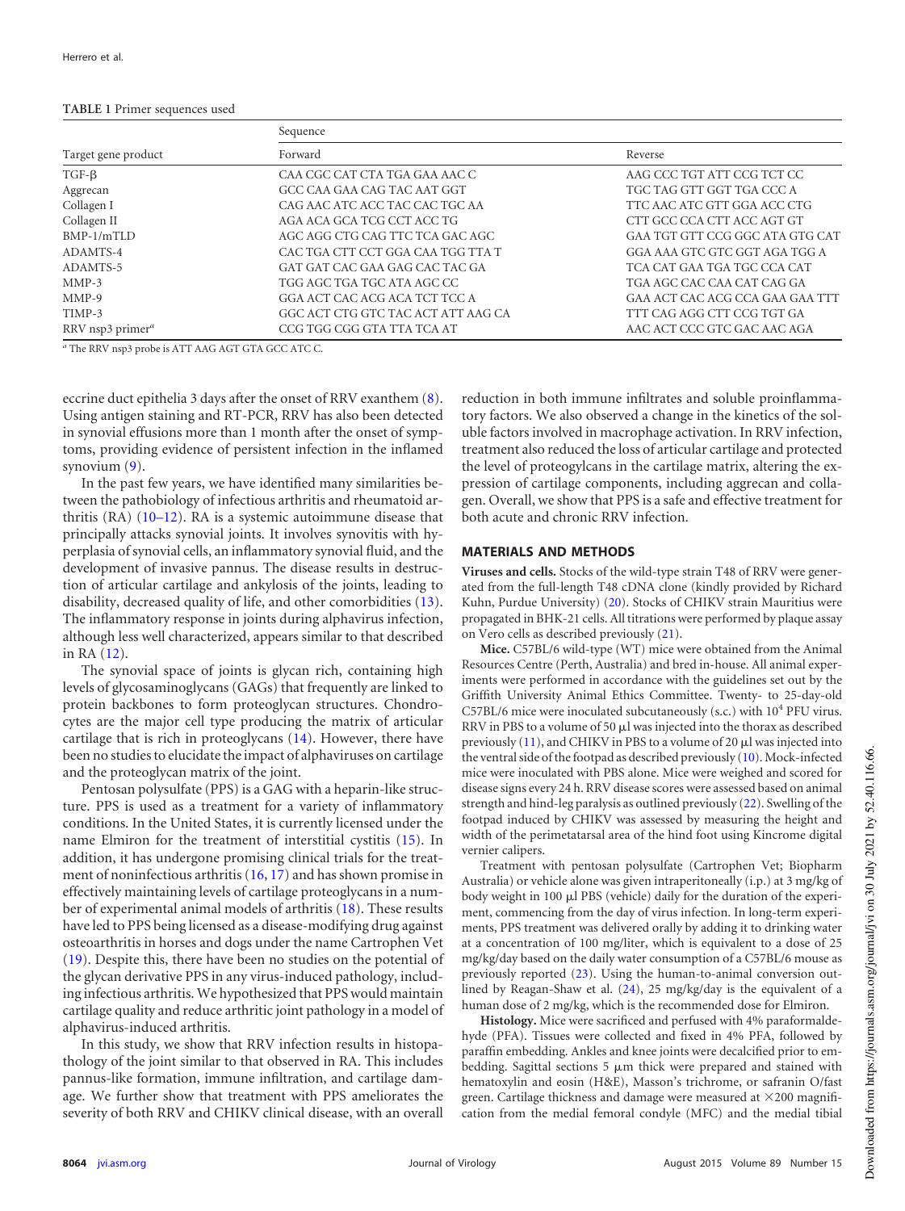**TABLE 1** Primer sequences used

| Target gene product | Sequence | |
|---|---|---|
| | Forward | Reverse |
| TGF-β | CAA CGC CAT CTA TGA GAA AAC C | AAG CCC TGT ATT CCG TCT CC |
| Aggrecan | GCC CAA GAA CAG TAC AAT GGT | TGC TAG GTT GGT TGA CCC A |
| Collagen I | CAG AAC ATC ACC TAC CAC TGC AA | TTC AAC ATC GTT GGA ACC CTG |
| Collagen II | AGA ACA GCA TCG CCT ACC TG | CTT GCC CCA CTT ACC AGT GT |
| BMP-1/mTLD | AGC AGG CTG CAG TTC TCA GAC AGC | GAA TGT GTT CCG GGC ATA GTG CAT |
| ADAMTS-4 | CAC TGA CTT CCT GGA CAA TGG TTA T | GGA AAA GTC GTC GGT AGA TGG A |
| ADAMTS-5 | GAT GAT CAC GAA GAG CAC TAC GA | TCA CAT GAA TGA TGC CCA CAT |
| MMP-3 | TGG AGC TGA TGC ATA AGC CC | TGA AGC CAC CAA CAT CAG GA |
| MMP-9 | GGA ACT CAC ACG ACA TCT TCC A | GAA ACT CAC ACG CCA GAA GAA TTT |
| TIMP-3 | GGC ACT CTG GTC TAC ACT ATT AAG CA | TTT CAG AGG CTT CCG TGT GA |
| RRV nsp3 primer[a] | CCG TGG CGG GTA TTA TCA AT | AAC ACT CCC GTC GAC AAC AGA |

[a] The RRV nsp3 probe is ATT AAG AGT GTA GCC ATC C.

eccrine duct epithelia 3 days after the onset of RRV exanthem (8). Using antigen staining and RT-PCR, RRV has also been detected in synovial effusions more than 1 month after the onset of symptoms, providing evidence of persistent infection in the inflamed synovium (9).

In the past few years, we have identified many similarities between the pathobiology of infectious arthritis and rheumatoid arthritis (RA) (10–12). RA is a systemic autoimmune disease that principally attacks synovial joints. It involves synovitis with hyperplasia of synovial cells, an inflammatory synovial fluid, and the development of invasive pannus. The disease results in destruction of articular cartilage and ankylosis of the joints, leading to disability, decreased quality of life, and other comorbidities (13). The inflammatory response in joints during alphavirus infection, although less well characterized, appears similar to that described in RA (12).

The synovial space of joints is glycan rich, containing high levels of glycosaminoglycans (GAGs) that frequently are linked to protein backbones to form proteoglycan structures. Chondrocytes are the major cell type producing the matrix of articular cartilage that is rich in proteoglycans (14). However, there have been no studies to elucidate the impact of alphaviruses on cartilage and the proteoglycan matrix of the joint.

Pentosan polysulfate (PPS) is a GAG with a heparin-like structure. PPS is used as a treatment for a variety of inflammatory conditions. In the United States, it is currently licensed under the name Elmiron for the treatment of interstitial cystitis (15). In addition, it has undergone promising clinical trials for the treatment of noninfectious arthritis (16, 17) and has shown promise in effectively maintaining levels of cartilage proteoglycans in a number of experimental animal models of arthritis (18). These results have led to PPS being licensed as a disease-modifying drug against osteoarthritis in horses and dogs under the name Cartrophen Vet (19). Despite this, there have been no studies on the potential of the glycan derivative PPS in any virus-induced pathology, including infectious arthritis. We hypothesized that PPS would maintain cartilage quality and reduce arthritic joint pathology in a model of alphavirus-induced arthritis.

In this study, we show that RRV infection results in histopathology of the joint similar to that observed in RA. This includes pannus-like formation, immune infiltration, and cartilage damage. We further show that treatment with PPS ameliorates the severity of both RRV and CHIKV clinical disease, with an overall reduction in both immune infiltrates and soluble proinflammatory factors. We also observed a change in the kinetics of the soluble factors involved in macrophage activation. In RRV infection, treatment also reduced the loss of articular cartilage and protected the level of proteoglycans in the cartilage matrix, altering the expression of cartilage components, including aggrecan and collagen. Overall, we show that PPS is a safe and effective treatment for both acute and chronic RRV infection.

## MATERIALS AND METHODS

**Viruses and cells.** Stocks of the wild-type strain T48 of RRV were generated from the full-length T48 cDNA clone (kindly provided by Richard Kuhn, Purdue University) (20). Stocks of CHIKV strain Mauritius were propagated in BHK-21 cells. All titrations were performed by plaque assay on Vero cells as described previously (21).

**Mice.** C57BL/6 wild-type (WT) mice were obtained from the Animal Resources Centre (Perth, Australia) and bred in-house. All animal experiments were performed in accordance with the guidelines set out by the Griffith University Animal Ethics Committee. Twenty- to 25-day-old C57BL/6 mice were inoculated subcutaneously (s.c.) with $10^4$ PFU virus. RRV in PBS to a volume of 50 μl was injected into the thorax as described previously (11), and CHIKV in PBS to a volume of 20 μl was injected into the ventral side of the footpad as described previously (10). Mock-infected mice were inoculated with PBS alone. Mice were weighed and scored for disease signs every 24 h. RRV disease scores were assessed based on animal strength and hind-leg paralysis as outlined previously (22). Swelling of the footpad induced by CHIKV was assessed by measuring the height and width of the perimetatarsal area of the hind foot using Kincrome digital vernier calipers.

Treatment with pentosan polysulfate (Cartrophen Vet; Biopharm Australia) or vehicle alone was given intraperitoneally (i.p.) at 3 mg/kg of body weight in 100 μl PBS (vehicle) daily for the duration of the experiment, commencing from the day of virus infection. In long-term experiments, PPS treatment was delivered orally by adding it to drinking water at a concentration of 100 mg/liter, which is equivalent to a dose of 25 mg/kg/day based on the daily water consumption of a C57BL/6 mouse as previously reported (23). Using the human-to-animal conversion outlined by Reagan-Shaw et al. (24), 25 mg/kg/day is the equivalent of a human dose of 2 mg/kg, which is the recommended dose for Elmiron.

**Histology.** Mice were sacrificed and perfused with 4% paraformaldehyde (PFA). Tissues were collected and fixed in 4% PFA, followed by paraffin embedding. Ankles and knee joints were decalcified prior to embedding. Sagittal sections 5 μm thick were prepared and stained with hematoxylin and eosin (H&E), Masson's trichrome, or safranin O/fast green. Cartilage thickness and damage were measured at ×200 magnification from the medial femoral condyle (MFC) and the medial tibial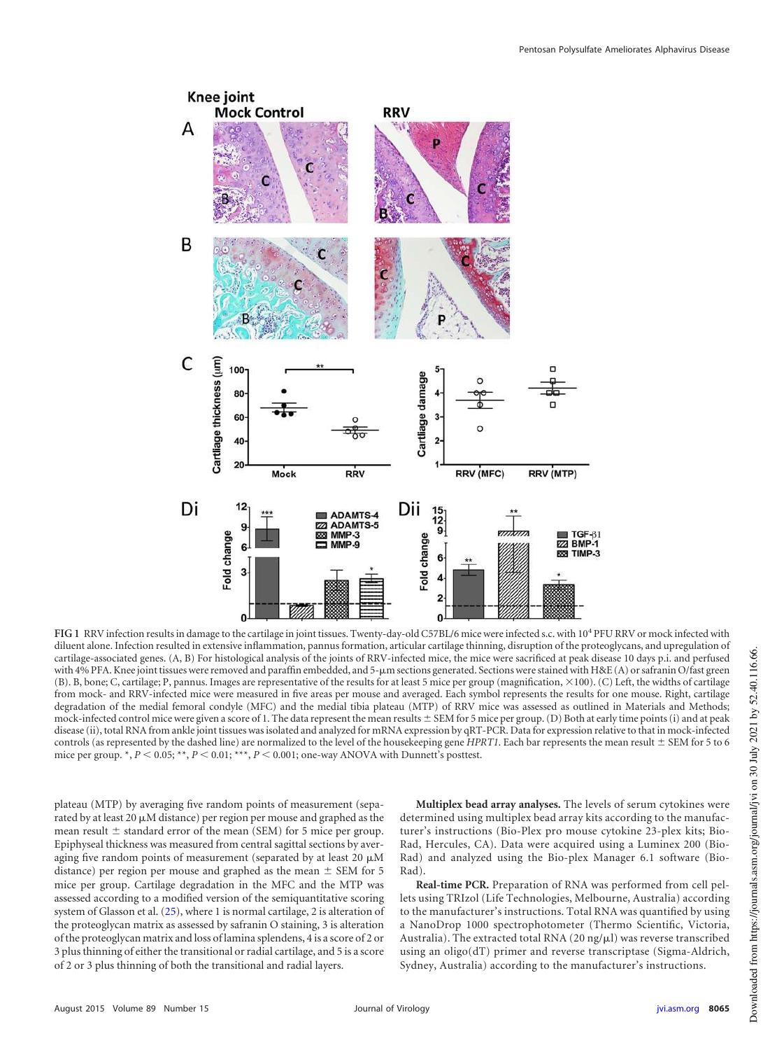FIG 1 RRV infection results in damage to the cartilage in joint tissues. Twenty-day-old C57BL/6 mice were infected s.c. with $10^4$ PFU RRV or mock infected with diluent alone. Infection resulted in extensive inflammation, pannus formation, articular cartilage thinning, disruption of the proteoglycans, and upregulation of cartilage-associated genes. (A, B) For histological analysis of the joints of RRV-infected mice, the mice were sacrificed at peak disease 10 days p.i. and perfused with 4% PFA. Knee joint tissues were removed and paraffin embedded, and 5-μm sections generated. Sections were stained with H&E (A) or safranin O/fast green (B). B, bone; C, cartilage; P, pannus. Images are representative of the results for at least 5 mice per group (magnification, ×100). (C) Left, the widths of cartilage from mock- and RRV-infected mice were measured in five areas per mouse and averaged. Each symbol represents the results for one mouse. Right, cartilage degradation of the medial femoral condyle (MFC) and the medial tibia plateau (MTP) of RRV mice was assessed as outlined in Materials and Methods; mock-infected control mice were given a score of 1. The data represent the mean results ± SEM for 5 mice per group. (D) Both at early time points (i) and at peak disease (ii), total RNA from ankle joint tissues was isolated and analyzed for mRNA expression by qRT-PCR. Data for expression relative to that in mock-infected controls (as represented by the dashed line) are normalized to the level of the housekeeping gene *HPRT1*. Each bar represents the mean result ± SEM for 5 to 6 mice per group. *, $P < 0.05$; **, $P < 0.01$; ***, $P < 0.001$; one-way ANOVA with Dunnett's posttest.

plateau (MTP) by averaging five random points of measurement (separated by at least 20 μM distance) per region per mouse and graphed as the mean result ± standard error of the mean (SEM) for 5 mice per group. Epiphyseal thickness was measured from central sagittal sections by averaging five random points of measurement (separated by at least 20 μM distance) per region per mouse and graphed as the mean ± SEM for 5 mice per group. Cartilage degradation in the MFC and the MTP was assessed according to a modified version of the semiquantitative scoring system of Glasson et al. (25), where 1 is normal cartilage, 2 is alteration of the proteoglycan matrix as assessed by safranin O staining, 3 is alteration of the proteoglycan matrix and loss of lamina splendens, 4 is a score of 2 or 3 plus thinning of either the transitional or radial cartilage, and 5 is a score of 2 or 3 plus thinning of both the transitional and radial layers.

**Multiplex bead array analyses.** The levels of serum cytokines were determined using multiplex bead array kits according to the manufacturer's instructions (Bio-Plex pro mouse cytokine 23-plex kits; Bio-Rad, Hercules, CA). Data were acquired using a Luminex 200 (Bio-Rad) and analyzed using the Bio-plex Manager 6.1 software (Bio-Rad).

**Real-time PCR.** Preparation of RNA was performed from cell pellets using TRIzol (Life Technologies, Melbourne, Australia) according to the manufacturer's instructions. Total RNA was quantified by using a NanoDrop 1000 spectrophotometer (Thermo Scientific, Victoria, Australia). The extracted total RNA (20 ng/μl) was reverse transcribed using an oligo(dT) primer and reverse transcriptase (Sigma-Aldrich, Sydney, Australia) according to the manufacturer's instructions.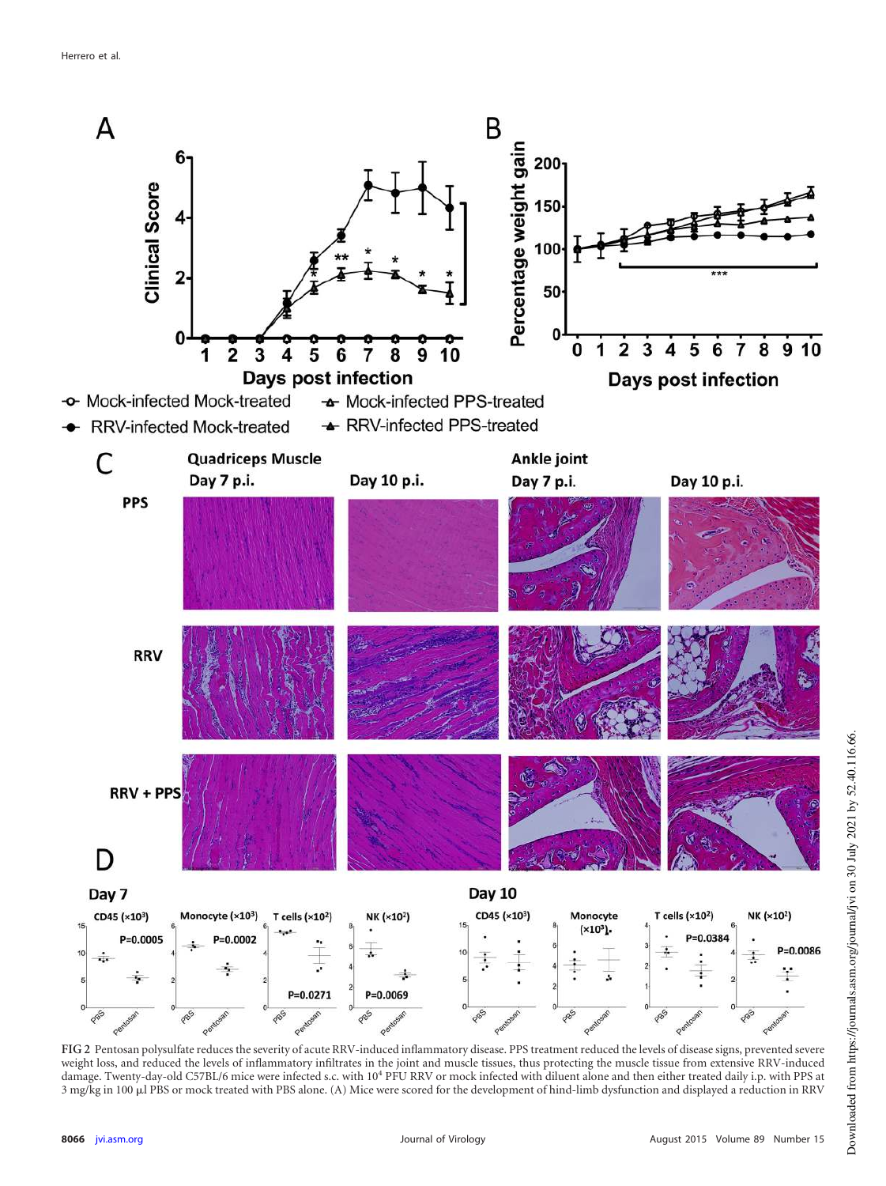**FIG 2** Pentosan polysulfate reduces the severity of acute RRV-induced inflammatory disease. PPS treatment reduced the levels of disease signs, prevented severe weight loss, and reduced the levels of inflammatory infiltrates in the joint and muscle tissues, thus protecting the muscle tissue from extensive RRV-induced damage. Twenty-day-old C57BL/6 mice were infected s.c. with $10^4$ PFU RRV or mock infected with diluent alone and then either treated daily i.p. with PPS at 3 mg/kg in 100 μl PBS or mock treated with PBS alone. (A) Mice were scored for the development of hind-limb dysfunction and displayed a reduction in RRV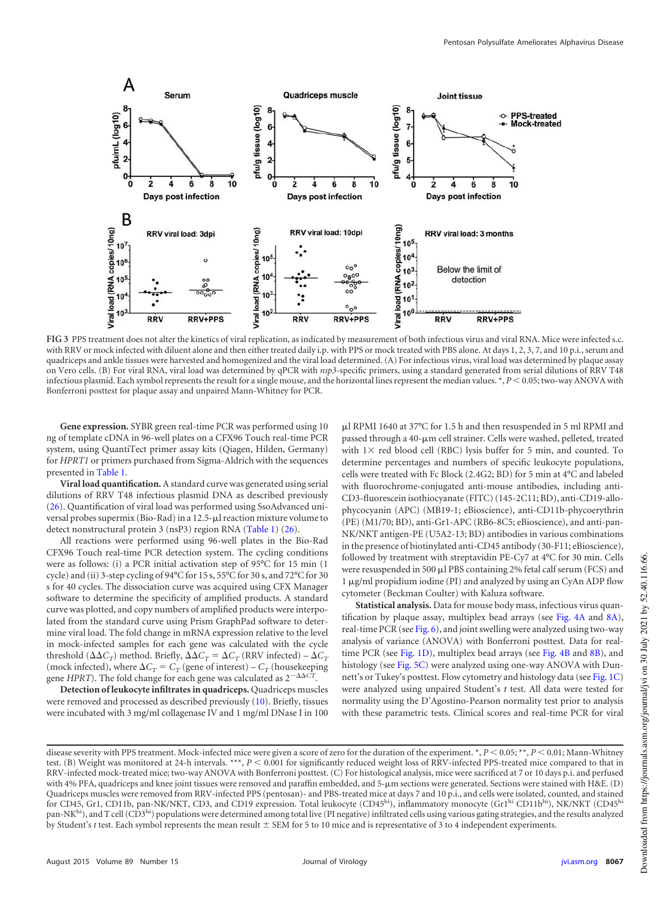**FIG 3** PPS treatment does not alter the kinetics of viral replication, as indicated by measurement of both infectious virus and viral RNA. Mice were infected s.c. with RRV or mock infected with diluent alone and then either treated daily i.p. with PPS or mock treated with PBS alone. At days 1, 2, 3, 7, and 10 p.i., serum and quadriceps and ankle tissues were harvested and homogenized and the viral load determined. (A) For infectious virus, viral load was determined by plaque assay on Vero cells. (B) For viral RNA, viral load was determined by qPCR with *nsp3*-specific primers, using a standard generated from serial dilutions of RRV T48 infectious plasmid. Each symbol represents the result for a single mouse, and the horizontal lines represent the median values. *, $P < 0.05$; two-way ANOVA with Bonferroni posttest for plaque assay and unpaired Mann-Whitney for PCR.

**Gene expression.** SYBR green real-time PCR was performed using 10 ng of template cDNA in 96-well plates on a CFX96 Touch real-time PCR system, using QuantiTect primer assay kits (Qiagen, Hilden, Germany) for *HPRT1* or primers purchased from Sigma-Aldrich with the sequences presented in Table 1.

**Viral load quantification.** A standard curve was generated using serial dilutions of RRV T48 infectious plasmid DNA as described previously (26). Quantification of viral load was performed using SsoAdvanced universal probes supermix (Bio-Rad) in a 12.5-μl reaction mixture volume to detect nonstructural protein 3 (nsP3) region RNA (Table 1) (26).

All reactions were performed using 96-well plates in the Bio-Rad CFX96 Touch real-time PCR detection system. The cycling conditions were as follows: (i) a PCR initial activation step of 95°C for 15 min (1 cycle) and (ii) 3-step cycling of 94°C for 15 s, 55°C for 30 s, and 72°C for 30 s for 40 cycles. The dissociation curve was acquired using CFX Manager software to determine the specificity of amplified products. A standard curve was plotted, and copy numbers of amplified products were interpolated from the standard curve using Prism GraphPad software to determine viral load. The fold change in mRNA expression relative to the level in mock-infected samples for each gene was calculated with the cycle threshold ($\Delta\Delta C_T$) method. Briefly, $\Delta\Delta C_T = \Delta C_T$ (RRV infected) $- \Delta C_T$ (mock infected), where $\Delta C_T = C_T$ (gene of interest) $- C_T$ (housekeeping gene *HPRT*). The fold change for each gene was calculated as $2^{-\Delta\Delta CT}$.

**Detection of leukocyte infiltrates in quadriceps.** Quadriceps muscles were removed and processed as described previously (10). Briefly, tissues were incubated with 3 mg/ml collagenase IV and 1 mg/ml DNase I in 100 μl RPMI 1640 at 37°C for 1.5 h and then resuspended in 5 ml RPMI and passed through a 40-μm cell strainer. Cells were washed, pelleted, treated with 1× red blood cell (RBC) lysis buffer for 5 min, and counted. To determine percentages and numbers of specific leukocyte populations, cells were treated with Fc Block (2.4G2; BD) for 5 min at 4°C and labeled with fluorochrome-conjugated anti-mouse antibodies, including anti-CD3-fluorescein isothiocyanate (FITC) (145-2C11; BD), anti-CD19-allophycocyanin (APC) (MB19-1; eBioscience), anti-CD11b-phycoerythrin (PE) (M1/70; BD), anti-Gr1-APC (RB6-8C5; eBioscience), and anti-pan-NK/NKT antigen-PE (U5A2-13; BD) antibodies in various combinations in the presence of biotinylated anti-CD45 antibody (30-F11; eBioscience), followed by treatment with streptavidin PE-Cy7 at 4°C for 30 min. Cells were resuspended in 500 μl PBS containing 2% fetal calf serum (FCS) and 1 μg/ml propidium iodine (PI) and analyzed by using an CyAn ADP flow cytometer (Beckman Coulter) with Kaluza software.

**Statistical analysis.** Data for mouse body mass, infectious virus quantification by plaque assay, multiplex bead arrays (see Fig. 4A and 8A), real-time PCR (see Fig. 6), and joint swelling were analyzed using two-way analysis of variance (ANOVA) with Bonferroni posttest. Data for real-time PCR (see Fig. 1D), multiplex bead arrays (see Fig. 4B and 8B), and histology (see Fig. 5C) were analyzed using one-way ANOVA with Dunnett's or Tukey's posttest. Flow cytometry and histology data (see Fig. 1C) were analyzed using unpaired Student's *t* test. All data were tested for normality using the D'Agostino-Pearson normality test prior to analysis with these parametric tests. Clinical scores and real-time PCR for viral

disease severity with PPS treatment. Mock-infected mice were given a score of zero for the duration of the experiment. *, $P < 0.05$; **, $P < 0.01$; Mann-Whitney test. (B) Weight was monitored at 24-h intervals. ***, $P < 0.001$ for significantly reduced weight loss of RRV-infected PPS-treated mice compared to that in RRV-infected mock-treated mice; two-way ANOVA with Bonferroni posttest. (C) For histological analysis, mice were sacrificed at 7 or 10 days p.i. and perfused with 4% PFA, quadriceps and knee joint tissues were removed and paraffin embedded, and 5-μm sections were generated. Sections were stained with H&E. (D) Quadriceps muscles were removed from RRV-infected PPS (pentosan)- and PBS-treated mice at days 7 and 10 p.i., and cells were isolated, counted, and stained for CD45, Gr1, CD11b, pan-NK/NKT, CD3, and CD19 expression. Total leukocyte (CD45$^{hi}$), inflammatory monocyte (Gr1$^{hi}$ CD11b$^{hi}$), NK/NKT (CD45$^{hi}$ pan-NK$^{hi}$), and T cell (CD3$^{hi}$) populations were determined among total live (PI negative) infiltrated cells using various gating strategies, and the results analyzed by Student's *t* test. Each symbol represents the mean result ± SEM for 5 to 10 mice and is representative of 3 to 4 independent experiments.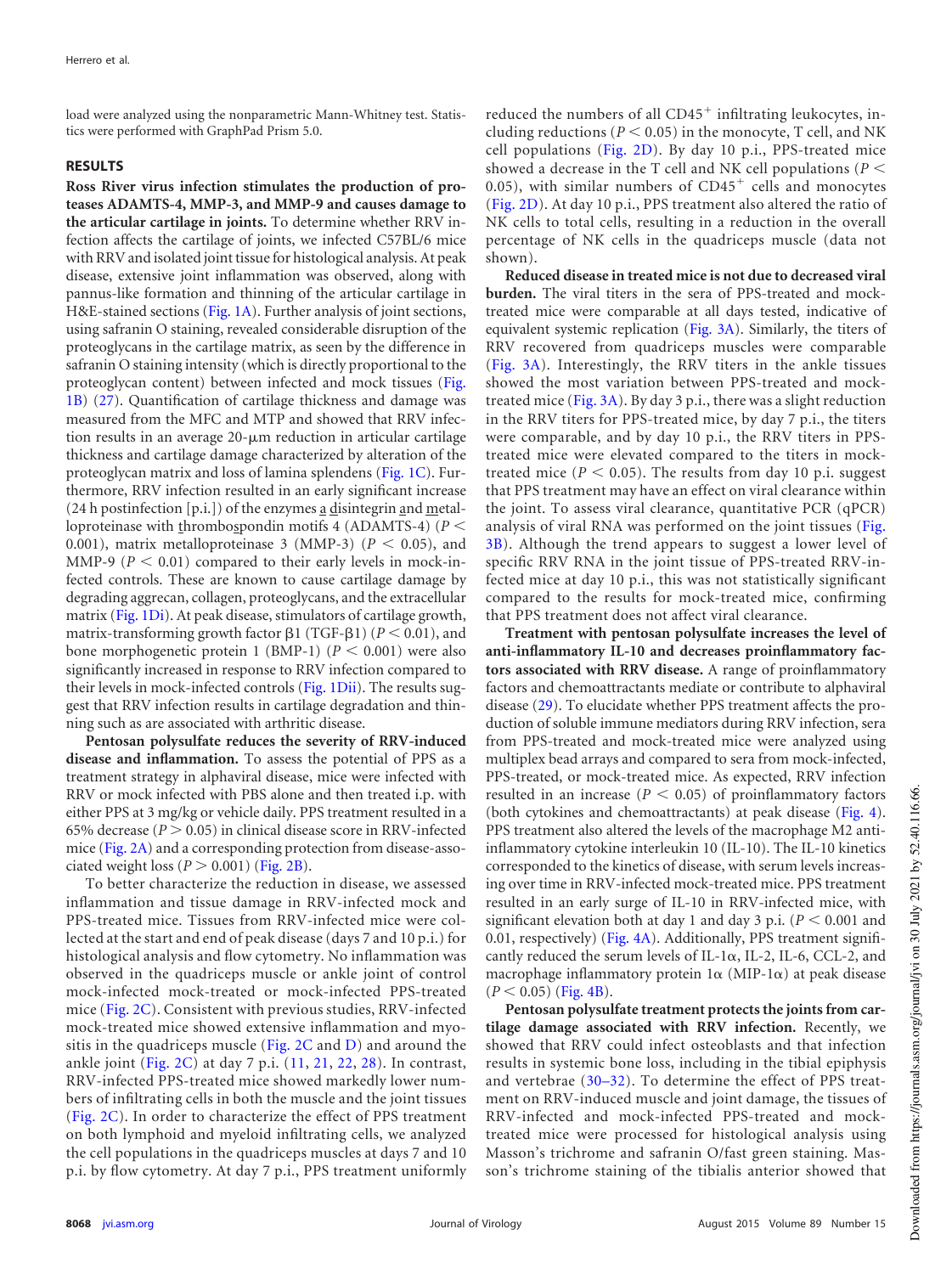load were analyzed using the nonparametric Mann-Whitney test. Statistics were performed with GraphPad Prism 5.0.

## RESULTS

**Ross River virus infection stimulates the production of proteases ADAMTS-4, MMP-3, and MMP-9 and causes damage to the articular cartilage in joints.** To determine whether RRV infection affects the cartilage of joints, we infected C57BL/6 mice with RRV and isolated joint tissue for histological analysis. At peak disease, extensive joint inflammation was observed, along with pannus-like formation and thinning of the articular cartilage in H&E-stained sections (Fig. 1A). Further analysis of joint sections, using safranin O staining, revealed considerable disruption of the proteoglycans in the cartilage matrix, as seen by the difference in safranin O staining intensity (which is directly proportional to the proteoglycan content) between infected and mock tissues (Fig. 1B) (27). Quantification of cartilage thickness and damage was measured from the MFC and MTP and showed that RRV infection results in an average 20-μm reduction in articular cartilage thickness and cartilage damage characterized by alteration of the proteoglycan matrix and loss of lamina splendens (Fig. 1C). Furthermore, RRV infection resulted in an early significant increase (24 h postinfection [p.i.]) of the enzymes a disintegrin and metalloproteinase with thrombospondin motifs 4 (ADAMTS-4) ($P < 0.001$), matrix metalloproteinase 3 (MMP-3) ($P < 0.05$), and MMP-9 ($P < 0.01$) compared to their early levels in mock-infected controls. These are known to cause cartilage damage by degrading aggrecan, collagen, proteoglycans, and the extracellular matrix (Fig. 1Di). At peak disease, stimulators of cartilage growth, matrix-transforming growth factor β1 (TGF-β1) ($P < 0.01$), and bone morphogenetic protein 1 (BMP-1) ($P < 0.001$) were also significantly increased in response to RRV infection compared to their levels in mock-infected controls (Fig. 1Dii). The results suggest that RRV infection results in cartilage degradation and thinning such as are associated with arthritic disease.

**Pentosan polysulfate reduces the severity of RRV-induced disease and inflammation.** To assess the potential of PPS as a treatment strategy in alphaviral disease, mice were infected with RRV or mock infected with PBS alone and then treated i.p. with either PPS at 3 mg/kg or vehicle daily. PPS treatment resulted in a 65% decrease ($P > 0.05$) in clinical disease score in RRV-infected mice (Fig. 2A) and a corresponding protection from disease-associated weight loss ($P > 0.001$) (Fig. 2B).

To better characterize the reduction in disease, we assessed inflammation and tissue damage in RRV-infected mock and PPS-treated mice. Tissues from RRV-infected mice were collected at the start and end of peak disease (days 7 and 10 p.i.) for histological analysis and flow cytometry. No inflammation was observed in the quadriceps muscle or ankle joint of control mock-infected mock-treated or mock-infected PPS-treated mice (Fig. 2C). Consistent with previous studies, RRV-infected mock-treated mice showed extensive inflammation and myositis in the quadriceps muscle (Fig. 2C and D) and around the ankle joint (Fig. 2C) at day 7 p.i. (11, 21, 22, 28). In contrast, RRV-infected PPS-treated mice showed markedly lower numbers of infiltrating cells in both the muscle and the joint tissues (Fig. 2C). In order to characterize the effect of PPS treatment on both lymphoid and myeloid infiltrating cells, we analyzed the cell populations in the quadriceps muscles at days 7 and 10 p.i. by flow cytometry. At day 7 p.i., PPS treatment uniformly reduced the numbers of all $CD45^+$ infiltrating leukocytes, including reductions ($P < 0.05$) in the monocyte, T cell, and NK cell populations (Fig. 2D). By day 10 p.i., PPS-treated mice showed a decrease in the T cell and NK cell populations ($P < 0.05$), with similar numbers of $CD45^+$ cells and monocytes (Fig. 2D). At day 10 p.i., PPS treatment also altered the ratio of NK cells to total cells, resulting in a reduction in the overall percentage of NK cells in the quadriceps muscle (data not shown).

**Reduced disease in treated mice is not due to decreased viral burden.** The viral titers in the sera of PPS-treated and mock-treated mice were comparable at all days tested, indicative of equivalent systemic replication (Fig. 3A). Similarly, the titers of RRV recovered from quadriceps muscles were comparable (Fig. 3A). Interestingly, the RRV titers in the ankle tissues showed the most variation between PPS-treated and mock-treated mice (Fig. 3A). By day 3 p.i., there was a slight reduction in the RRV titers for PPS-treated mice, by day 7 p.i., the titers were comparable, and by day 10 p.i., the RRV titers in PPS-treated mice were elevated compared to the titers in mock-treated mice ($P < 0.05$). The results from day 10 p.i. suggest that PPS treatment may have an effect on viral clearance within the joint. To assess viral clearance, quantitative PCR (qPCR) analysis of viral RNA was performed on the joint tissues (Fig. 3B). Although the trend appears to suggest a lower level of specific RRV RNA in the joint tissue of PPS-treated RRV-infected mice at day 10 p.i., this was not statistically significant compared to the results for mock-treated mice, confirming that PPS treatment does not affect viral clearance.

**Treatment with pentosan polysulfate increases the level of anti-inflammatory IL-10 and decreases proinflammatory factors associated with RRV disease.** A range of proinflammatory factors and chemoattractants mediate or contribute to alphaviral disease (29). To elucidate whether PPS treatment affects the production of soluble immune mediators during RRV infection, sera from PPS-treated and mock-treated mice were analyzed using multiplex bead arrays and compared to sera from mock-infected, PPS-treated, or mock-treated mice. As expected, RRV infection resulted in an increase ($P < 0.05$) of proinflammatory factors (both cytokines and chemoattractants) at peak disease (Fig. 4). PPS treatment also altered the levels of the macrophage M2 anti-inflammatory cytokine interleukin 10 (IL-10). The IL-10 kinetics corresponded to the kinetics of disease, with serum levels increasing over time in RRV-infected mock-treated mice. PPS treatment resulted in an early surge of IL-10 in RRV-infected mice, with significant elevation both at day 1 and day 3 p.i. ($P < 0.001$ and 0.01, respectively) (Fig. 4A). Additionally, PPS treatment significantly reduced the serum levels of IL-1α, IL-2, IL-6, CCL-2, and macrophage inflammatory protein 1α (MIP-1α) at peak disease ($P < 0.05$) (Fig. 4B).

**Pentosan polysulfate treatment protects the joints from cartilage damage associated with RRV infection.** Recently, we showed that RRV could infect osteoblasts and that infection results in systemic bone loss, including in the tibial epiphysis and vertebrae (30–32). To determine the effect of PPS treatment on RRV-induced muscle and joint damage, the tissues of RRV-infected and mock-infected PPS-treated and mock-treated mice were processed for histological analysis using Masson's trichrome and safranin O/fast green staining. Masson's trichrome staining of the tibialis anterior showed that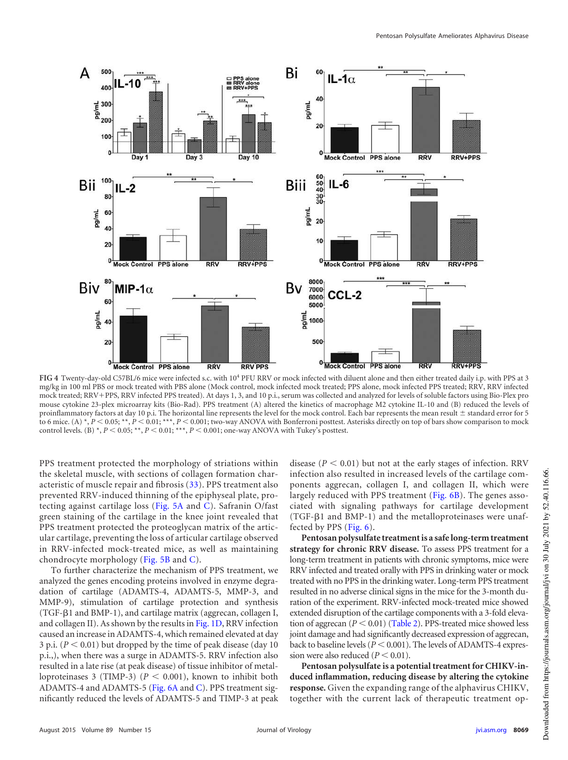FIG 4 Twenty-day-old C57BL/6 mice were infected s.c. with $10^4$ PFU RRV or mock infected with diluent alone and then either treated daily i.p. with PPS at 3 mg/kg in 100 ml PBS or mock treated with PBS alone (Mock control, mock infected mock treated; PPS alone, mock infected PPS treated; RRV, RRV infected mock treated; RRV+PPS, RRV infected PPS treated). At days 1, 3, and 10 p.i., serum was collected and analyzed for levels of soluble factors using Bio-Plex pro mouse cytokine 23-plex microarray kits (Bio-Rad). PPS treatment (A) altered the kinetics of macrophage M2 cytokine IL-10 and (B) reduced the levels of proinflammatory factors at day 10 p.i. The horizontal line represents the level for the mock control. Each bar represents the mean result ± standard error for 5 to 6 mice. (A) *, $P < 0.05$; **, $P < 0.01$; ***, $P < 0.001$; two-way ANOVA with Bonferroni posttest. Asterisks directly on top of bars show comparison to mock control levels. (B) *, $P < 0.05$; **, $P < 0.01$; ***, $P < 0.001$; one-way ANOVA with Tukey's posttest.

PPS treatment protected the morphology of striations within the skeletal muscle, with sections of collagen formation characteristic of muscle repair and fibrosis (33). PPS treatment also prevented RRV-induced thinning of the epiphyseal plate, protecting against cartilage loss (Fig. 5A and C). Safranin O/fast green staining of the cartilage in the knee joint revealed that PPS treatment protected the proteoglycan matrix of the articular cartilage, preventing the loss of articular cartilage observed in RRV-infected mock-treated mice, as well as maintaining chondrocyte morphology (Fig. 5B and C).

To further characterize the mechanism of PPS treatment, we analyzed the genes encoding proteins involved in enzyme degradation of cartilage (ADAMTS-4, ADAMTS-5, MMP-3, and MMP-9), stimulation of cartilage protection and synthesis (TGF-β1 and BMP-1), and cartilage matrix (aggrecan, collagen I, and collagen II). As shown by the results in Fig. 1D, RRV infection caused an increase in ADAMTS-4, which remained elevated at day 3 p.i. ($P < 0.01$) but dropped by the time of peak disease (day 10 p.i.,), when there was a surge in ADAMTS-5. RRV infection also resulted in a late rise (at peak disease) of tissue inhibitor of metalloproteinases 3 (TIMP-3) ($P < 0.001$), known to inhibit both ADAMTS-4 and ADAMTS-5 (Fig. 6A and C). PPS treatment significantly reduced the levels of ADAMTS-5 and TIMP-3 at peak disease ($P < 0.01$) but not at the early stages of infection. RRV infection also resulted in increased levels of the cartilage components aggrecan, collagen I, and collagen II, which were largely reduced with PPS treatment (Fig. 6B). The genes associated with signaling pathways for cartilage development (TGF-β1 and BMP-1) and the metalloproteinases were unaffected by PPS (Fig. 6).

**Pentosan polysulfate treatment is a safe long-term treatment strategy for chronic RRV disease.** To assess PPS treatment for a long-term treatment in patients with chronic symptoms, mice were RRV infected and treated orally with PPS in drinking water or mock treated with no PPS in the drinking water. Long-term PPS treatment resulted in no adverse clinical signs in the mice for the 3-month duration of the experiment. RRV-infected mock-treated mice showed extended disruption of the cartilage components with a 3-fold elevation of aggrecan ($P < 0.01$) (Table 2). PPS-treated mice showed less joint damage and had significantly decreased expression of aggrecan, back to baseline levels ($P < 0.001$). The levels of ADAMTS-4 expression were also reduced ($P < 0.01$).

**Pentosan polysulfate is a potential treatment for CHIKV-induced inflammation, reducing disease by altering the cytokine response.** Given the expanding range of the alphavirus CHIKV, together with the current lack of therapeutic treatment op-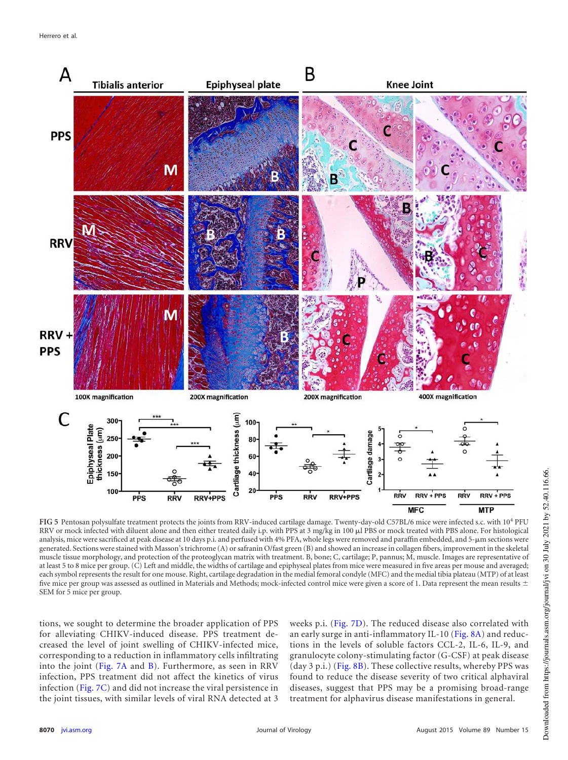**FIG 5** Pentosan polysulfate treatment protects the joints from RRV-induced cartilage damage. Twenty-day-old C57BL/6 mice were infected s.c. with $10^4$ PFU RRV or mock infected with diluent alone and then either treated daily i.p. with PPS at 3 mg/kg in 100 μl PBS or mock treated with PBS alone. For histological analysis, mice were sacrificed at peak disease at 10 days p.i. and perfused with 4% PFA, whole legs were removed and paraffin embedded, and 5-μm sections were generated. Sections were stained with Masson's trichrome (A) or safranin O/fast green (B) and showed an increase in collagen fibers, improvement in the skeletal muscle tissue morphology, and protection of the proteoglycan matrix with treatment. B, bone; C, cartilage; P, pannus; M, muscle. Images are representative of at least 5 to 8 mice per group. (C) Left and middle, the widths of cartilage and epiphyseal plates from mice were measured in five areas per mouse and averaged; each symbol represents the result for one mouse. Right, cartilage degradation in the medial femoral condyle (MFC) and the medial tibia plateau (MTP) of at least five mice per group was assessed as outlined in Materials and Methods; mock-infected control mice were given a score of 1. Data represent the mean results ± SEM for 5 mice per group.

tions, we sought to determine the broader application of PPS for alleviating CHIKV-induced disease. PPS treatment decreased the level of joint swelling of CHIKV-infected mice, corresponding to a reduction in inflammatory cells infiltrating into the joint (Fig. 7A and B). Furthermore, as seen in RRV infection, PPS treatment did not affect the kinetics of virus infection (Fig. 7C) and did not increase the viral persistence in the joint tissues, with similar levels of viral RNA detected at 3 weeks p.i. (Fig. 7D). The reduced disease also correlated with an early surge in anti-inflammatory IL-10 (Fig. 8A) and reductions in the levels of soluble factors CCL-2, IL-6, IL-9, and granulocyte colony-stimulating factor (G-CSF) at peak disease (day 3 p.i.) (Fig. 8B). These collective results, whereby PPS was found to reduce the disease severity of two critical alphaviral diseases, suggest that PPS may be a promising broad-range treatment for alphavirus disease manifestations in general.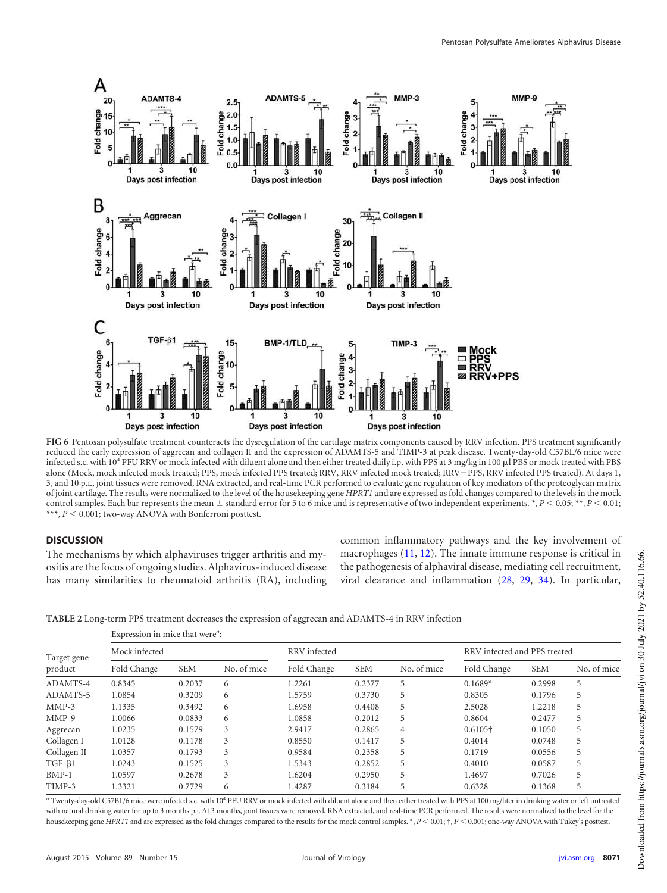**FIG 6** Pentosan polysulfate treatment counteracts the dysregulation of the cartilage matrix components caused by RRV infection. PPS treatment significantly reduced the early expression of aggrecan and collagen II and the expression of ADAMTS-5 and TIMP-3 at peak disease. Twenty-day-old C57BL/6 mice were infected s.c. with $10^4$ PFU RRV or mock infected with diluent alone and then either treated daily i.p. with PPS at 3 mg/kg in 100 μl PBS or mock treated with PBS alone (Mock, mock infected mock treated; PPS, mock infected PPS treated; RRV, RRV infected mock treated; RRV+PPS, RRV infected PPS treated). At days 1, 3, and 10 p.i., joint tissues were removed, RNA extracted, and real-time PCR performed to evaluate gene regulation of key mediators of the proteoglycan matrix of joint cartilage. The results were normalized to the level of the housekeeping gene *HPRT1* and are expressed as fold changes compared to the levels in the mock control samples. Each bar represents the mean ± standard error for 5 to 6 mice and is representative of two independent experiments. *, $P < 0.05$; **, $P < 0.01$; ***, $P < 0.001$; two-way ANOVA with Bonferroni posttest.

## DISCUSSION

The mechanisms by which alphaviruses trigger arthritis and myositis are the focus of ongoing studies. Alphavirus-induced disease has many similarities to rheumatoid arthritis (RA), including common inflammatory pathways and the key involvement of macrophages (11, 12). The innate immune response is critical in the pathogenesis of alphaviral disease, mediating cell recruitment, viral clearance and inflammation (28, 29, 34). In particular,

**TABLE 2** Long-term PPS treatment decreases the expression of aggrecan and ADAMTS-4 in RRV infection

| Target gene product | Expression in mice that were[a]: | | | | | | | | |
|---|---|---|---|---|---|---|---|---|---|
| | Mock infected | | | RRV infected | | | RRV infected and PPS treated | | |
| | Fold Change | SEM | No. of mice | Fold Change | SEM | No. of mice | Fold Change | SEM | No. of mice |
| ADAMTS-4 | 0.8345 | 0.2037 | 6 | 1.2261 | 0.2377 | 5 | 0.1689* | 0.2998 | 5 |
| ADAMTS-5 | 1.0854 | 0.3209 | 6 | 1.5759 | 0.3730 | 5 | 0.8305 | 0.1796 | 5 |
| MMP-3 | 1.1335 | 0.3492 | 6 | 1.6958 | 0.4408 | 5 | 2.5028 | 1.2218 | 5 |
| MMP-9 | 1.0066 | 0.0833 | 6 | 1.0858 | 0.2012 | 5 | 0.8604 | 0.2477 | 5 |
| Aggrecan | 1.0235 | 0.1579 | 3 | 2.9417 | 0.2865 | 4 | 0.6105† | 0.1050 | 5 |
| Collagen I | 1.0128 | 0.1178 | 3 | 0.8550 | 0.1417 | 5 | 0.4014 | 0.0748 | 5 |
| Collagen II | 1.0357 | 0.1793 | 3 | 0.9584 | 0.2358 | 5 | 0.1719 | 0.0556 | 5 |
| TGF-β1 | 1.0243 | 0.1525 | 3 | 1.5343 | 0.2852 | 5 | 0.4010 | 0.0587 | 5 |
| BMP-1 | 1.0597 | 0.2678 | 3 | 1.6204 | 0.2950 | 5 | 1.4697 | 0.7026 | 5 |
| TIMP-3 | 1.3321 | 0.7729 | 6 | 1.4287 | 0.3184 | 5 | 0.6328 | 0.1368 | 5 |

[a] Twenty-day-old C57BL/6 mice were infected s.c. with $10^4$ PFU RRV or mock infected with diluent alone and then either treated with PPS at 100 mg/liter in drinking water or left untreated with natural drinking water for up to 3 months p.i. At 3 months, joint tissues were removed, RNA extracted, and real-time PCR performed. The results were normalized to the level for the housekeeping gene *HPRT1* and are expressed as the fold changes compared to the results for the mock control samples. *, $P < 0.01$; †, $P < 0.001$; one-way ANOVA with Tukey's posttest.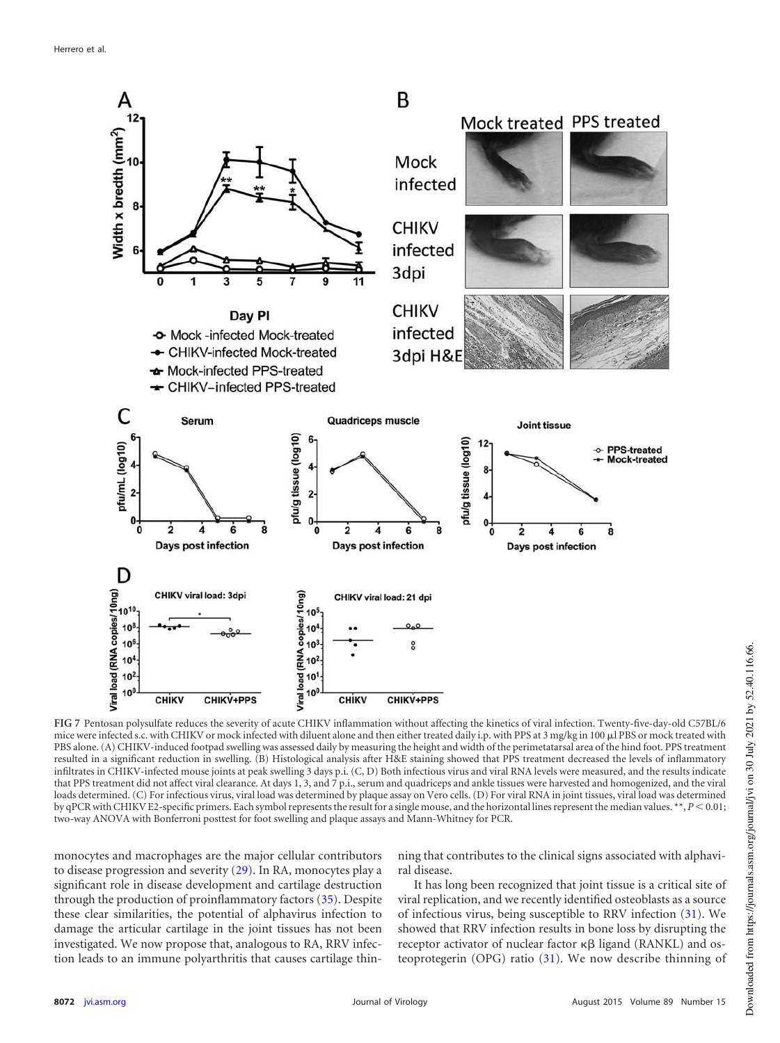FIG 7 Pentosan polysulfate reduces the severity of acute CHIKV inflammation without affecting the kinetics of viral infection. Twenty-five-day-old C57BL/6 mice were infected s.c. with CHIKV or mock infected with diluent alone and then either treated daily i.p. with PPS at 3 mg/kg in 100 μl PBS or mock treated with PBS alone. (A) CHIKV-induced footpad swelling was assessed daily by measuring the height and width of the perimetatarsal area of the hind foot. PPS treatment resulted in a significant reduction in swelling. (B) Histological analysis after H&E staining showed that PPS treatment decreased the levels of inflammatory infiltrates in CHIKV-infected mouse joints at peak swelling 3 days p.i. (C, D) Both infectious virus and viral RNA levels were measured, and the results indicate that PPS treatment did not affect viral clearance. At days 1, 3, and 7 p.i., serum and quadriceps and ankle tissues were harvested and homogenized, and the viral loads determined. (C) For infectious virus, viral load was determined by plaque assay on Vero cells. (D) For viral RNA in joint tissues, viral load was determined by qPCR with CHIKV E2-specific primers. Each symbol represents the result for a single mouse, and the horizontal lines represent the median values. **, $P < 0.01$; two-way ANOVA with Bonferroni posttest for foot swelling and plaque assays and Mann-Whitney for PCR.

monocytes and macrophages are the major cellular contributors to disease progression and severity (29). In RA, monocytes play a significant role in disease development and cartilage destruction through the production of proinflammatory factors (35). Despite these clear similarities, the potential of alphavirus infection to damage the articular cartilage in the joint tissues has not been investigated. We now propose that, analogous to RA, RRV infection leads to an immune polyarthritis that causes cartilage thinning that contributes to the clinical signs associated with alphaviral disease.

It has long been recognized that joint tissue is a critical site of viral replication, and we recently identified osteoblasts as a source of infectious virus, being susceptible to RRV infection (31). We showed that RRV infection results in bone loss by disrupting the receptor activator of nuclear factor κβ ligand (RANKL) and osteoprotegerin (OPG) ratio (31). We now describe thinning of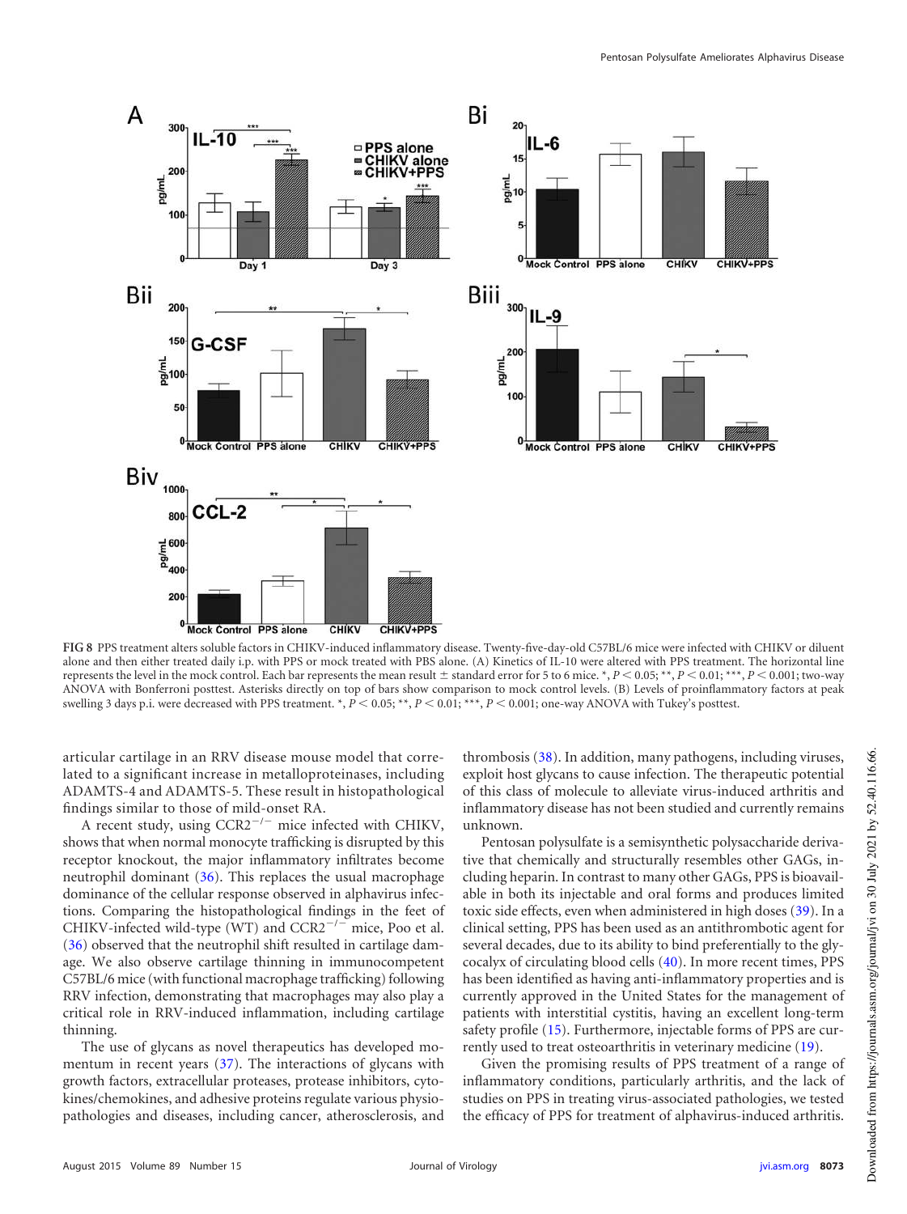FIG 8 PPS treatment alters soluble factors in CHIKV-induced inflammatory disease. Twenty-five-day-old C57BL/6 mice were infected with CHIKV or diluent alone and then either treated daily i.p. with PPS or mock treated with PBS alone. (A) Kinetics of IL-10 were altered with PPS treatment. The horizontal line represents the level in the mock control. Each bar represents the mean result ± standard error for 5 to 6 mice. *, $P < 0.05$; **, $P < 0.01$; ***, $P < 0.001$; two-way ANOVA with Bonferroni posttest. Asterisks directly on top of bars show comparison to mock control levels. (B) Levels of proinflammatory factors at peak swelling 3 days p.i. were decreased with PPS treatment. *, $P < 0.05$; **, $P < 0.01$; ***, $P < 0.001$; one-way ANOVA with Tukey's posttest.

articular cartilage in an RRV disease mouse model that correlated to a significant increase in metalloproteinases, including ADAMTS-4 and ADAMTS-5. These result in histopathological findings similar to those of mild-onset RA.

A recent study, using CCR2$^{-/-}$ mice infected with CHIKV, shows that when normal monocyte trafficking is disrupted by this receptor knockout, the major inflammatory infiltrates become neutrophil dominant (36). This replaces the usual macrophage dominance of the cellular response observed in alphavirus infections. Comparing the histopathological findings in the feet of CHIKV-infected wild-type (WT) and CCR2$^{-/-}$ mice, Poo et al. (36) observed that the neutrophil shift resulted in cartilage damage. We also observe cartilage thinning in immunocompetent C57BL/6 mice (with functional macrophage trafficking) following RRV infection, demonstrating that macrophages may also play a critical role in RRV-induced inflammation, including cartilage thinning.

The use of glycans as novel therapeutics has developed momentum in recent years (37). The interactions of glycans with growth factors, extracellular proteases, protease inhibitors, cytokines/chemokines, and adhesive proteins regulate various physiopathologies and diseases, including cancer, atherosclerosis, and thrombosis (38). In addition, many pathogens, including viruses, exploit host glycans to cause infection. The therapeutic potential of this class of molecule to alleviate virus-induced arthritis and inflammatory disease has not been studied and currently remains unknown.

Pentosan polysulfate is a semisynthetic polysaccharide derivative that chemically and structurally resembles other GAGs, including heparin. In contrast to many other GAGs, PPS is bioavailable in both its injectable and oral forms and produces limited toxic side effects, even when administered in high doses (39). In a clinical setting, PPS has been used as an antithrombotic agent for several decades, due to its ability to bind preferentially to the glycocalyx of circulating blood cells (40). In more recent times, PPS has been identified as having anti-inflammatory properties and is currently approved in the United States for the management of patients with interstitial cystitis, having an excellent long-term safety profile (15). Furthermore, injectable forms of PPS are currently used to treat osteoarthritis in veterinary medicine (19).

Given the promising results of PPS treatment of a range of inflammatory conditions, particularly arthritis, and the lack of studies on PPS in treating virus-associated pathologies, we tested the efficacy of PPS for treatment of alphavirus-induced arthritis.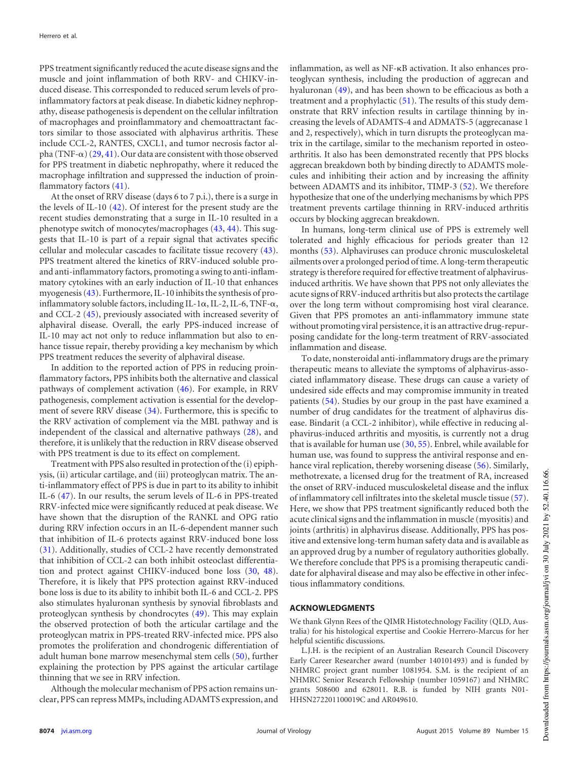PPS treatment significantly reduced the acute disease signs and the muscle and joint inflammation of both RRV- and CHIKV-induced disease. This corresponded to reduced serum levels of proinflammatory factors at peak disease. In diabetic kidney nephropathy, disease pathogenesis is dependent on the cellular infiltration of macrophages and proinflammatory and chemoattractant factors similar to those associated with alphavirus arthritis. These include CCL-2, RANTES, CXCL1, and tumor necrosis factor alpha (TNF-α) (29, 41). Our data are consistent with those observed for PPS treatment in diabetic nephropathy, where it reduced the macrophage infiltration and suppressed the induction of proinflammatory factors (41).

At the onset of RRV disease (days 6 to 7 p.i.), there is a surge in the levels of IL-10 (42). Of interest for the present study are the recent studies demonstrating that a surge in IL-10 resulted in a phenotype switch of monocytes/macrophages (43, 44). This suggests that IL-10 is part of a repair signal that activates specific cellular and molecular cascades to facilitate tissue recovery (43). PPS treatment altered the kinetics of RRV-induced soluble pro- and anti-inflammatory factors, promoting a swing to anti-inflammatory cytokines with an early induction of IL-10 that enhances myogenesis (43). Furthermore, IL-10 inhibits the synthesis of proinflammatory soluble factors, including IL-1α, IL-2, IL-6, TNF-α, and CCL-2 (45), previously associated with increased severity of alphaviral disease. Overall, the early PPS-induced increase of IL-10 may act not only to reduce inflammation but also to enhance tissue repair, thereby providing a key mechanism by which PPS treatment reduces the severity of alphaviral disease.

In addition to the reported action of PPS in reducing proinflammatory factors, PPS inhibits both the alternative and classical pathways of complement activation (46). For example, in RRV pathogenesis, complement activation is essential for the development of severe RRV disease (34). Furthermore, this is specific to the RRV activation of complement via the MBL pathway and is independent of the classical and alternative pathways (28), and therefore, it is unlikely that the reduction in RRV disease observed with PPS treatment is due to its effect on complement.

Treatment with PPS also resulted in protection of the (i) epiphysis, (ii) articular cartilage, and (iii) proteoglycan matrix. The anti-inflammatory effect of PPS is due in part to its ability to inhibit IL-6 (47). In our results, the serum levels of IL-6 in PPS-treated RRV-infected mice were significantly reduced at peak disease. We have shown that the disruption of the RANKL and OPG ratio during RRV infection occurs in an IL-6-dependent manner such that inhibition of IL-6 protects against RRV-induced bone loss (31). Additionally, studies of CCL-2 have recently demonstrated that inhibition of CCL-2 can both inhibit osteoclast differentiation and protect against CHIKV-induced bone loss (30, 48). Therefore, it is likely that PPS protection against RRV-induced bone loss is due to its ability to inhibit both IL-6 and CCL-2. PPS also stimulates hyaluronan synthesis by synovial fibroblasts and proteoglycan synthesis by chondrocytes (49). This may explain the observed protection of both the articular cartilage and the proteoglycan matrix in PPS-treated RRV-infected mice. PPS also promotes the proliferation and chondrogenic differentiation of adult human bone marrow mesenchymal stem cells (50), further explaining the protection by PPS against the articular cartilage thinning that we see in RRV infection.

Although the molecular mechanism of PPS action remains unclear, PPS can repress MMPs, including ADAMTS expression, and inflammation, as well as NF-κB activation. It also enhances proteoglycan synthesis, including the production of aggrecan and hyaluronan (49), and has been shown to be efficacious as both a treatment and a prophylactic (51). The results of this study demonstrate that RRV infection results in cartilage thinning by increasing the levels of ADAMTS-4 and ADMATS-5 (aggrecanase 1 and 2, respectively), which in turn disrupts the proteoglycan matrix in the cartilage, similar to the mechanism reported in osteoarthritis. It also has been demonstrated recently that PPS blocks aggrecan breakdown both by binding directly to ADAMTS molecules and inhibiting their action and by increasing the affinity between ADAMTS and its inhibitor, TIMP-3 (52). We therefore hypothesize that one of the underlying mechanisms by which PPS treatment prevents cartilage thinning in RRV-induced arthritis occurs by blocking aggrecan breakdown.

In humans, long-term clinical use of PPS is extremely well tolerated and highly efficacious for periods greater than 12 months (53). Alphaviruses can produce chronic musculoskeletal ailments over a prolonged period of time. A long-term therapeutic strategy is therefore required for effective treatment of alphavirus-induced arthritis. We have shown that PPS not only alleviates the acute signs of RRV-induced arthritis but also protects the cartilage over the long term without compromising host viral clearance. Given that PPS promotes an anti-inflammatory immune state without promoting viral persistence, it is an attractive drug-repurposing candidate for the long-term treatment of RRV-associated inflammation and disease.

To date, nonsteroidal anti-inflammatory drugs are the primary therapeutic means to alleviate the symptoms of alphavirus-associated inflammatory disease. These drugs can cause a variety of undesired side effects and may compromise immunity in treated patients (54). Studies by our group in the past have examined a number of drug candidates for the treatment of alphavirus disease. Bindarit (a CCL-2 inhibitor), while effective in reducing alphavirus-induced arthritis and myositis, is currently not a drug that is available for human use (30, 55). Enbrel, while available for human use, was found to suppress the antiviral response and enhance viral replication, thereby worsening disease (56). Similarly, methotrexate, a licensed drug for the treatment of RA, increased the onset of RRV-induced musculoskeletal disease and the influx of inflammatory cell infiltrates into the skeletal muscle tissue (57). Here, we show that PPS treatment significantly reduced both the acute clinical signs and the inflammation in muscle (myositis) and joints (arthritis) in alphavirus disease. Additionally, PPS has positive and extensive long-term human safety data and is available as an approved drug by a number of regulatory authorities globally. We therefore conclude that PPS is a promising therapeutic candidate for alphaviral disease and may also be effective in other infectious inflammatory conditions.

## ACKNOWLEDGMENTS

We thank Glynn Rees of the QIMR Histotechnology Facility (QLD, Australia) for his histological expertise and Cookie Herrero-Marcus for her helpful scientific discussions.

L.J.H. is the recipient of an Australian Research Council Discovery Early Career Researcher award (number 140101493) and is funded by NHMRC project grant number 1081954. S.M. is the recipient of an NHMRC Senior Research Fellowship (number 1059167) and NHMRC grants 508600 and 628011. R.B. is funded by NIH grants N01-HHSN272201100019C and AR049610.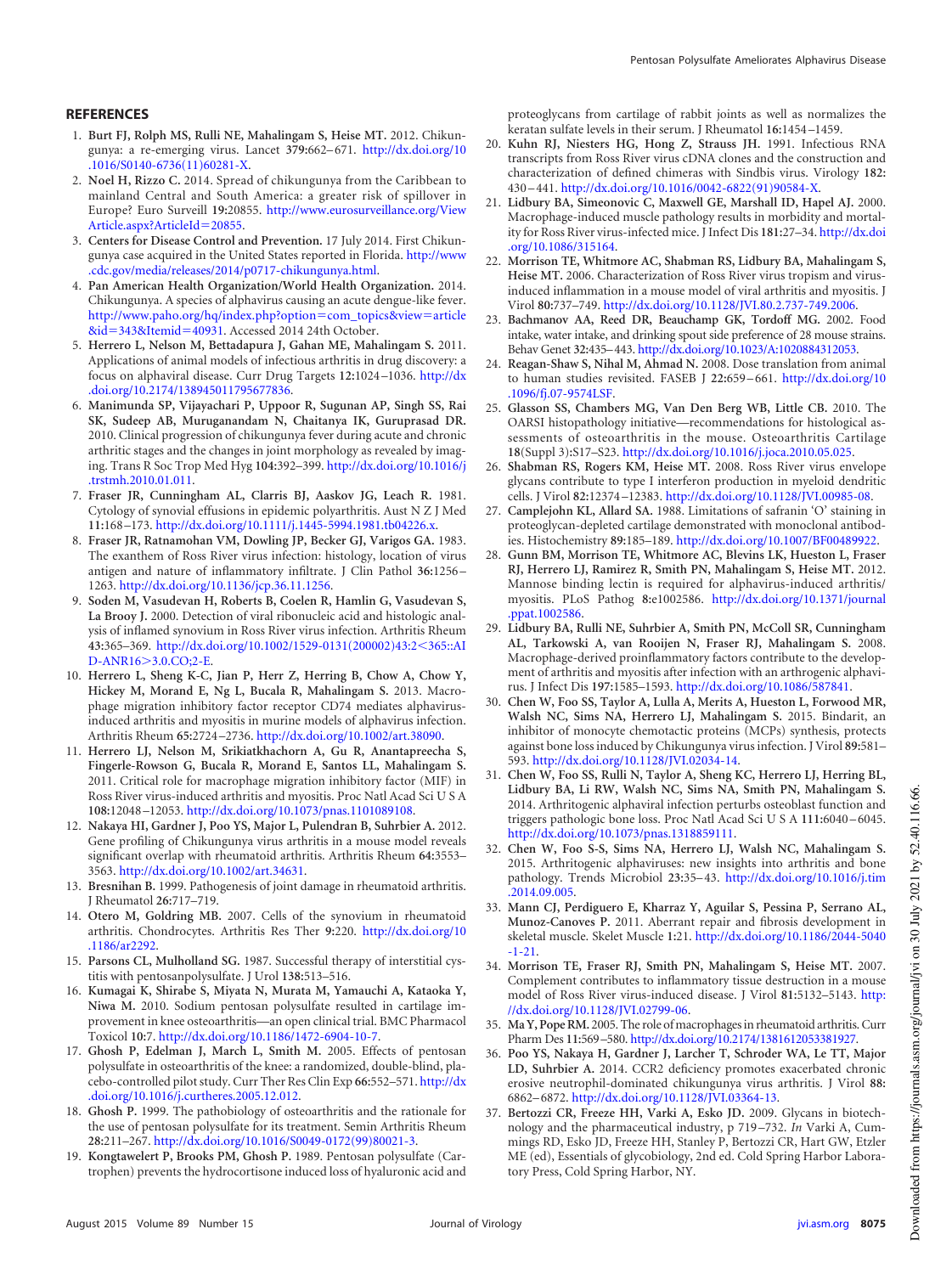## REFERENCES

1. **Burt FJ, Rolph MS, Rulli NE, Mahalingam S, Heise MT.** 2012. Chikungunya: a re-emerging virus. Lancet **379:**662–671. http://dx.doi.org/10.1016/S0140-6736(11)60281-X.
2. **Noel H, Rizzo C.** 2014. Spread of chikungunya from the Caribbean to mainland Central and South America: a greater risk of spillover in Europe? Euro Surveill **19:**20855. http://www.eurosurveillance.org/ViewArticle.aspx?ArticleId=20855.
3. **Centers for Disease Control and Prevention.** 17 July 2014. First Chikungunya case acquired in the United States reported in Florida. http://www.cdc.gov/media/releases/2014/p0717-chikungunya.html.
4. **Pan American Health Organization/World Health Organization.** 2014. Chikungunya. A species of alphavirus causing an acute dengue-like fever. http://www.paho.org/hq/index.php?option=com_topics&view=article&id=343&Itemid=40931. Accessed 2014 24th October.
5. **Herrero L, Nelson M, Bettadapura J, Gahan ME, Mahalingam S.** 2011. Applications of animal models of infectious arthritis in drug discovery: a focus on alphaviral disease. Curr Drug Targets **12:**1024–1036. http://dx.doi.org/10.2174/138945011795677836.
6. **Manimunda SP, Vijayachari P, Uppoor R, Sugunan AP, Singh SS, Rai SK, Sudeep AB, Muruganandam N, Chaitanya IK, Guruprasad DR.** 2010. Clinical progression of chikungunya fever during acute and chronic arthritic stages and the changes in joint morphology as revealed by imaging. Trans R Soc Trop Med Hyg **104:**392–399. http://dx.doi.org/10.1016/j.trstmh.2010.01.011.
7. **Fraser JR, Cunningham AL, Clarris BJ, Aaskov JG, Leach R.** 1981. Cytology of synovial effusions in epidemic polyarthritis. Aust N Z J Med **11:**168–173. http://dx.doi.org/10.1111/j.1445-5994.1981.tb04226.x.
8. **Fraser JR, Ratnamohan VM, Dowling JP, Becker GJ, Varigos GA.** 1983. The exanthem of Ross River virus infection: histology, location of virus antigen and nature of inflammatory infiltrate. J Clin Pathol **36:**1256–1263. http://dx.doi.org/10.1136/jcp.36.11.1256.
9. **Soden M, Vasudevan H, Roberts B, Coelen R, Hamlin G, Vasudevan S, La Brooy J.** 2000. Detection of viral ribonucleic acid and histologic analysis of inflamed synovium in Ross River virus infection. Arthritis Rheum **43:**365–369. http://dx.doi.org/10.1002/1529-0131(200002)43:2<365::AID-ANR16>3.0.CO;2-E.
10. **Herrero L, Sheng K-C, Jian P, Herr Z, Herring B, Chow A, Chow Y, Hickey M, Morand E, Ng L, Bucala R, Mahalingam S.** 2013. Macrophage migration inhibitory factor receptor CD74 mediates alphavirus-induced arthritis and myositis in murine models of alphavirus infection. Arthritis Rheum **65:**2724–2736. http://dx.doi.org/10.1002/art.38090.
11. **Herrero LJ, Nelson M, Srikiatkhachorn A, Gu R, Anantapreecha S, Fingerle-Rowson G, Bucala R, Morand E, Santos LL, Mahalingam S.** 2011. Critical role for macrophage migration inhibitory factor (MIF) in Ross River virus-induced arthritis and myositis. Proc Natl Acad Sci U S A **108:**12048–12053. http://dx.doi.org/10.1073/pnas.1101089108.
12. **Nakaya HI, Gardner J, Poo YS, Major L, Pulendran B, Suhrbier A.** 2012. Gene profiling of Chikungunya virus arthritis in a mouse model reveals significant overlap with rheumatoid arthritis. Arthritis Rheum **64:**3553–3563. http://dx.doi.org/10.1002/art.34631.
13. **Bresnihan B.** 1999. Pathogenesis of joint damage in rheumatoid arthritis. J Rheumatol **26:**717–719.
14. **Otero M, Goldring MB.** 2007. Cells of the synovium in rheumatoid arthritis. Chondrocytes. Arthritis Res Ther **9:**220. http://dx.doi.org/10.1186/ar2292.
15. **Parsons CL, Mulholland SG.** 1987. Successful therapy of interstitial cystitis with pentosanpolysulfate. J Urol **138:**513–516.
16. **Kumagai K, Shirabe S, Miyata N, Murata M, Yamauchi A, Kataoka Y, Niwa M.** 2010. Sodium pentosan polysulfate resulted in cartilage improvement in knee osteoarthritis—an open clinical trial. BMC Pharmacol Toxicol **10:**7. http://dx.doi.org/10.1186/1472-6904-10-7.
17. **Ghosh P, Edelman J, March L, Smith M.** 2005. Effects of pentosan polysulfate in osteoarthritis of the knee: a randomized, double-blind, placebo-controlled pilot study. Curr Ther Res Clin Exp **66:**552–571. http://dx.doi.org/10.1016/j.curtheres.2005.12.012.
18. **Ghosh P.** 1999. The pathobiology of osteoarthritis and the rationale for the use of pentosan polysulfate for its treatment. Semin Arthritis Rheum **28:**211–267. http://dx.doi.org/10.1016/S0049-0172(99)80021-3.
19. **Kongtawelert P, Brooks PM, Ghosh P.** 1989. Pentosan polysulfate (Cartrophen) prevents the hydrocortisone induced loss of hyaluronic acid and proteoglycans from cartilage of rabbit joints as well as normalizes the keratan sulfate levels in their serum. J Rheumatol **16:**1454–1459.
20. **Kuhn RJ, Niesters HG, Hong Z, Strauss JH.** 1991. Infectious RNA transcripts from Ross River virus cDNA clones and the construction and characterization of defined chimeras with Sindbis virus. Virology **182:**430–441. http://dx.doi.org/10.1016/0042-6822(91)90584-X.
21. **Lidbury BA, Simeonovic C, Maxwell GE, Marshall ID, Hapel AJ.** 2000. Macrophage-induced muscle pathology results in morbidity and mortality for Ross River virus-infected mice. J Infect Dis **181:**27–34. http://dx.doi.org/10.1086/315164.
22. **Morrison TE, Whitmore AC, Shabman RS, Lidbury BA, Mahalingam S, Heise MT.** 2006. Characterization of Ross River virus tropism and virus-induced inflammation in a mouse model of viral arthritis and myositis. J Virol **80:**737–749. http://dx.doi.org/10.1128/JVI.80.2.737-749.2006.
23. **Bachmanov AA, Reed DR, Beauchamp GK, Tordoff MG.** 2002. Food intake, water intake, and drinking spout side preference of 28 mouse strains. Behav Genet **32:**435–443. http://dx.doi.org/10.1023/A:1020884312053.
24. **Reagan-Shaw S, Nihal M, Ahmad N.** 2008. Dose translation from animal to human studies revisited. FASEB J **22:**659–661. http://dx.doi.org/10.1096/fj.07-9574LSF.
25. **Glasson SS, Chambers MG, Van Den Berg WB, Little CB.** 2010. The OARSI histopathology initiative—recommendations for histological assessments of osteoarthritis in the mouse. Osteoarthritis Cartilage **18**(Suppl 3)**:**S17–S23. http://dx.doi.org/10.1016/j.joca.2010.05.025.
26. **Shabman RS, Rogers KM, Heise MT.** 2008. Ross River virus envelope glycans contribute to type I interferon production in myeloid dendritic cells. J Virol **82:**12374–12383. http://dx.doi.org/10.1128/JVI.00985-08.
27. **Camplejohn KL, Allard SA.** 1988. Limitations of safranin 'O' staining in proteoglycan-depleted cartilage demonstrated with monoclonal antibodies. Histochemistry **89:**185–189. http://dx.doi.org/10.1007/BF00489922.
28. **Gunn BM, Morrison TE, Whitmore AC, Blevins LK, Hueston L, Fraser RJ, Herrero LJ, Ramirez R, Smith PN, Mahalingam S, Heise MT.** 2012. Mannose binding lectin is required for alphavirus-induced arthritis/myositis. PLoS Pathog **8:**e1002586. http://dx.doi.org/10.1371/journal.ppat.1002586.
29. **Lidbury BA, Rulli NE, Suhrbier A, Smith PN, McColl SR, Cunningham AL, Tarkowski A, van Rooijen N, Fraser RJ, Mahalingam S.** 2008. Macrophage-derived proinflammatory factors contribute to the development of arthritis and myositis after infection with an arthrogenic alphavirus. J Infect Dis **197:**1585–1593. http://dx.doi.org/10.1086/587841.
30. **Chen W, Foo SS, Taylor A, Lulla A, Merits A, Hueston L, Forwood MR, Walsh NC, Sims NA, Herrero LJ, Mahalingam S.** 2015. Bindarit, an inhibitor of monocyte chemotactic proteins (MCPs) synthesis, protects against bone loss induced by Chikungunya virus infection. J Virol **89:**581–593. http://dx.doi.org/10.1128/JVI.02034-14.
31. **Chen W, Foo SS, Rulli N, Taylor A, Sheng KC, Herrero LJ, Herring BL, Lidbury BA, Li RW, Walsh NC, Sims NA, Smith PN, Mahalingam S.** 2014. Arthritogenic alphaviral infection perturbs osteoblast function and triggers pathologic bone loss. Proc Natl Acad Sci U S A **111:**6040–6045. http://dx.doi.org/10.1073/pnas.1318859111.
32. **Chen W, Foo S-S, Sims NA, Herrero LJ, Walsh NC, Mahalingam S.** 2015. Arthritogenic alphaviruses: new insights into arthritis and bone pathology. Trends Microbiol **23:**35–43. http://dx.doi.org/10.1016/j.tim.2014.09.005.
33. **Mann CJ, Perdiguero E, Kharraz Y, Aguilar S, Pessina P, Serrano AL, Munoz-Canoves P.** 2011. Aberrant repair and fibrosis development in skeletal muscle. Skelet Muscle **1:**21. http://dx.doi.org/10.1186/2044-5040-1-21.
34. **Morrison TE, Fraser RJ, Smith PN, Mahalingam S, Heise MT.** 2007. Complement contributes to inflammatory tissue destruction in a mouse model of Ross River virus-induced disease. J Virol **81:**5132–5143. http://dx.doi.org/10.1128/JVI.02799-06.
35. **Ma Y, Pope RM.** 2005. The role of macrophages in rheumatoid arthritis. Curr Pharm Des **11:**569–580. http://dx.doi.org/10.2174/1381612053381927.
36. **Poo YS, Nakaya H, Gardner J, Larcher T, Schroder WA, Le TT, Major LD, Suhrbier A.** 2014. CCR2 deficiency promotes exacerbated chronic erosive neutrophil-dominated chikungunya virus arthritis. J Virol **88:**6862–6872. http://dx.doi.org/10.1128/JVI.03364-13.
37. **Bertozzi CR, Freeze HH, Varki A, Esko JD.** 2009. Glycans in biotechnology and the pharmaceutical industry, p 719–732. *In* Varki A, Cummings RD, Esko JD, Freeze HH, Stanley P, Bertozzi CR, Hart GW, Etzler ME (ed), Essentials of glycobiology, 2nd ed. Cold Spring Harbor Laboratory Press, Cold Spring Harbor, NY.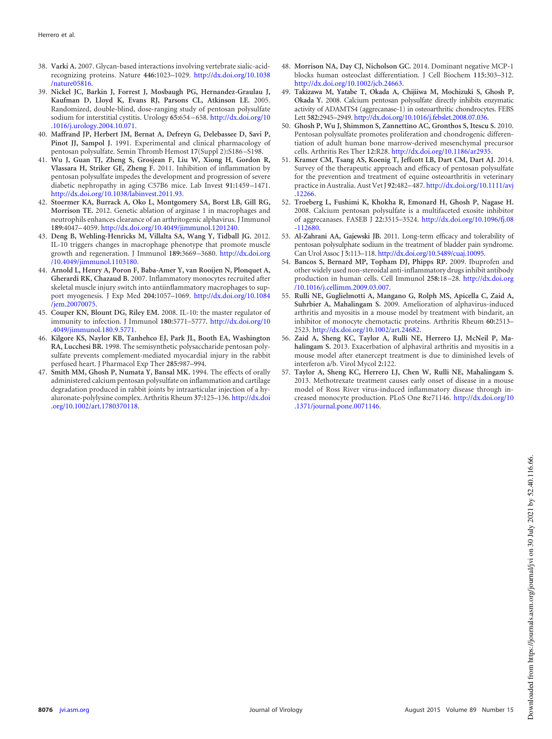38. **Varki A.** 2007. Glycan-based interactions involving vertebrate sialic-acid-recognizing proteins. Nature **446:**1023–1029. http://dx.doi.org/10.1038/nature05816.
39. **Nickel JC, Barkin J, Forrest J, Mosbaugh PG, Hernandez-Graulau J, Kaufman D, Lloyd K, Evans RJ, Parsons CL, Atkinson LE.** 2005. Randomized, double-blind, dose-ranging study of pentosan polysulfate sodium for interstitial cystitis. Urology **65:**654–658. http://dx.doi.org/10.1016/j.urology.2004.10.071.
40. **Maffrand JP, Herbert JM, Bernat A, Defreyn G, Delebassee D, Savi P, Pinot JJ, Sampol J.** 1991. Experimental and clinical pharmacology of pentosan polysulfate. Semin Thromb Hemost **17**(Suppl 2)**:**S186–S198.
41. **Wu J, Guan TJ, Zheng S, Grosjean F, Liu W, Xiong H, Gordon R, Vlassara H, Striker GE, Zheng F.** 2011. Inhibition of inflammation by pentosan polysulfate impedes the development and progression of severe diabetic nephropathy in aging C57B6 mice. Lab Invest **91:**1459–1471. http://dx.doi.org/10.1038/labinvest.2011.93.
42. **Stoermer KA, Burrack A, Oko L, Montgomery SA, Borst LB, Gill RG, Morrison TE.** 2012. Genetic ablation of arginase 1 in macrophages and neutrophils enhances clearance of an arthritogenic alphavirus. J Immunol **189:**4047–4059. http://dx.doi.org/10.4049/jimmunol.1201240.
43. **Deng B, Wehling-Henricks M, Villalta SA, Wang Y, Tidball JG.** 2012. IL-10 triggers changes in macrophage phenotype that promote muscle growth and regeneration. J Immunol **189:**3669–3680. http://dx.doi.org/10.4049/jimmunol.1103180.
44. **Arnold L, Henry A, Poron F, Baba-Amer Y, van Rooijen N, Plonquet A, Gherardi RK, Chazaud B.** 2007. Inflammatory monocytes recruited after skeletal muscle injury switch into antiinflammatory macrophages to support myogenesis. J Exp Med **204:**1057–1069. http://dx.doi.org/10.1084/jem.20070075.
45. **Couper KN, Blount DG, Riley EM.** 2008. IL-10: the master regulator of immunity to infection. J Immunol **180:**5771–5777. http://dx.doi.org/10.4049/jimmunol.180.9.5771.
46. **Kilgore KS, Naylor KB, Tanhehco EJ, Park JL, Booth EA, Washington RA, Lucchesi BR.** 1998. The semisynthetic polysaccharide pentosan polysulfate prevents complement-mediated myocardial injury in the rabbit perfused heart. J Pharmacol Exp Ther **285:**987–994.
47. **Smith MM, Ghosh P, Numata Y, Bansal MK.** 1994. The effects of orally administered calcium pentosan polysulfate on inflammation and cartilage degradation produced in rabbit joints by intraarticular injection of a hyaluronate-polylysine complex. Arthritis Rheum **37:**125–136. http://dx.doi.org/10.1002/art.1780370118.
48. **Morrison NA, Day CJ, Nicholson GC.** 2014. Dominant negative MCP-1 blocks human osteoclast differentiation. J Cell Biochem **115:**303–312. http://dx.doi.org/10.1002/jcb.24663.
49. **Takizawa M, Yatabe T, Okada A, Chijiiwa M, Mochizuki S, Ghosh P, Okada Y.** 2008. Calcium pentosan polysulfate directly inhibits enzymatic activity of ADAMTS4 (aggrecanase-1) in osteoarthritic chondrocytes. FEBS Lett **582:**2945–2949. http://dx.doi.org/10.1016/j.febslet.2008.07.036.
50. **Ghosh P, Wu J, Shimmon S, Zannettino AC, Gronthos S, Itescu S.** 2010. Pentosan polysulfate promotes proliferation and chondrogenic differentiation of adult human bone marrow-derived mesenchymal precursor cells. Arthritis Res Ther **12:**R28. http://dx.doi.org/10.1186/ar2935.
51. **Kramer CM, Tsang AS, Koenig T, Jeffcott LB, Dart CM, Dart AJ.** 2014. Survey of the therapeutic approach and efficacy of pentosan polysulfate for the prevention and treatment of equine osteoarthritis in veterinary practice in Australia. Aust Vet J **92:**482–487. http://dx.doi.org/10.1111/avj.12266.
52. **Troeberg L, Fushimi K, Khokha R, Emonard H, Ghosh P, Nagase H.** 2008. Calcium pentosan polysulfate is a multifaceted exosite inhibitor of aggrecanases. FASEB J **22:**3515–3524. http://dx.doi.org/10.1096/fj.08-112680.
53. **Al-Zahrani AA, Gajewski JB.** 2011. Long-term efficacy and tolerability of pentosan polysulphate sodium in the treatment of bladder pain syndrome. Can Urol Assoc J **5:**113–118. http://dx.doi.org/10.5489/cuaj.10095.
54. **Bancos S, Bernard MP, Topham DJ, Phipps RP.** 2009. Ibuprofen and other widely used non-steroidal anti-inflammatory drugs inhibit antibody production in human cells. Cell Immunol **258:**18–28. http://dx.doi.org/10.1016/j.cellimm.2009.03.007.
55. **Rulli NE, Guglielmotti A, Mangano G, Rolph MS, Apicella C, Zaid A, Suhrbier A, Mahalingam S.** 2009. Amelioration of alphavirus-induced arthritis and myositis in a mouse model by treatment with bindarit, an inhibitor of monocyte chemotactic proteins. Arthritis Rheum **60:**2513–2523. http://dx.doi.org/10.1002/art.24682.
56. **Zaid A, Sheng KC, Taylor A, Rulli NE, Herrero LJ, McNeil P, Mahalingam S.** 2013. Exacerbation of alphaviral arthritis and myositis in a mouse model after etanercept treatment is due to diminished levels of interferon a/b. Virol Mycol **2:**122.
57. **Taylor A, Sheng KC, Herrero LJ, Chen W, Rulli NE, Mahalingam S.** 2013. Methotrexate treatment causes early onset of disease in a mouse model of Ross River virus-induced inflammatory disease through increased monocyte production. PLoS One **8:**e71146. http://dx.doi.org/10.1371/journal.pone.0071146.